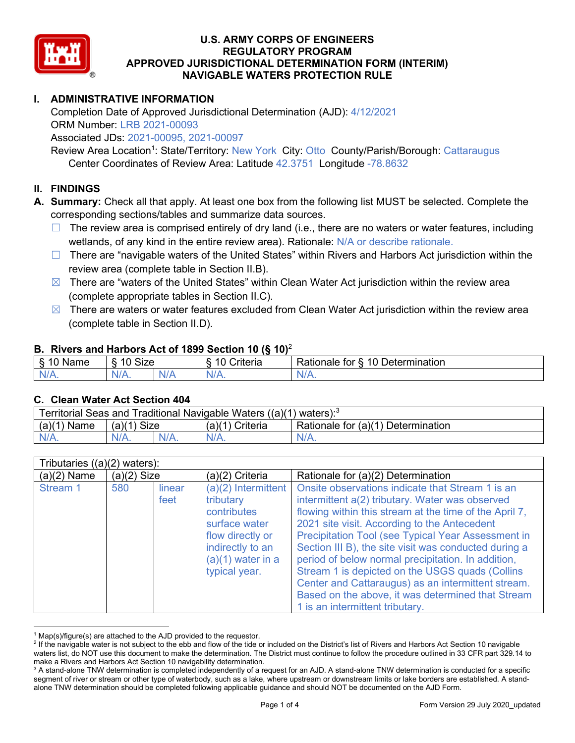# U.S. ARMY CORPS OF ENGINEERS
# REGULATORY PROGRAM
# APPROVED JURISDICTIONAL DETERMINATION FORM (INTERIM)
# NAVIGABLE WATERS PROTECTION RULE

## I. ADMINISTRATIVE INFORMATION

Completion Date of Approved Jurisdictional Determination (AJD): 4/12/2021
ORM Number: LRB 2021-00093
Associated JDs: 2021-00095, 2021-00097
Review Area Location[1]: State/Territory: New York City: Otto County/Parish/Borough: Cattaraugus
Center Coordinates of Review Area: Latitude 42.3751 Longitude -78.8632

## II. FINDINGS

**A. Summary:** Check all that apply. At least one box from the following list MUST be selected. Complete the corresponding sections/tables and summarize data sources.

- ☐ The review area is comprised entirely of dry land (i.e., there are no waters or water features, including wetlands, of any kind in the entire review area). Rationale: N/A or describe rationale.
- ☐ There are "navigable waters of the United States" within Rivers and Harbors Act jurisdiction within the review area (complete table in Section II.B).
- ☒ There are "waters of the United States" within Clean Water Act jurisdiction within the review area (complete appropriate tables in Section II.C).
- ☒ There are waters or water features excluded from Clean Water Act jurisdiction within the review area (complete table in Section II.D).

### B. Rivers and Harbors Act of 1899 Section 10 (§ 10)[2]

| § 10 Name | § 10 Size | | § 10 Criteria | Rationale for § 10 Determination |
|---|---|---|---|---|
| N/A. | N/A. | N/A | N/A. | N/A. |

### C. Clean Water Act Section 404

| Territorial Seas and Traditional Navigable Waters ((a)(1) waters):[3] | | | | |
|---|---|---|---|---|
| (a)(1) Name | (a)(1) Size | | (a)(1) Criteria | Rationale for (a)(1) Determination |
| N/A. | N/A. | N/A. | N/A. | N/A. |

| Tributaries ((a)(2) waters): | | | | |
|---|---|---|---|---|
| (a)(2) Name | (a)(2) Size | | (a)(2) Criteria | Rationale for (a)(2) Determination |
| Stream 1 | 580 | linear feet | (a)(2) Intermittent tributary contributes surface water flow directly or indirectly to an (a)(1) water in a typical year. | Onsite observations indicate that Stream 1 is an intermittent a(2) tributary. Water was observed flowing within this stream at the time of the April 7, 2021 site visit. According to the Antecedent Precipitation Tool (see Typical Year Assessment in Section III B), the site visit was conducted during a period of below normal precipitation. In addition, Stream 1 is depicted on the USGS quads (Collins Center and Cattaraugus) as an intermittent stream. Based on the above, it was determined that Stream 1 is an intermittent tributary. |

---

[1] Map(s)/figure(s) are attached to the AJD provided to the requestor.
[2] If the navigable water is not subject to the ebb and flow of the tide or included on the District's list of Rivers and Harbors Act Section 10 navigable waters list, do NOT use this document to make the determination. The District must continue to follow the procedure outlined in 33 CFR part 329.14 to make a Rivers and Harbors Act Section 10 navigability determination.
[3] A stand-alone TNW determination is completed independently of a request for an AJD. A stand-alone TNW determination is conducted for a specific segment of river or stream or other type of waterbody, such as a lake, where upstream or downstream limits or lake borders are established. A stand-alone TNW determination should be completed following applicable guidance and should NOT be documented on the AJD Form.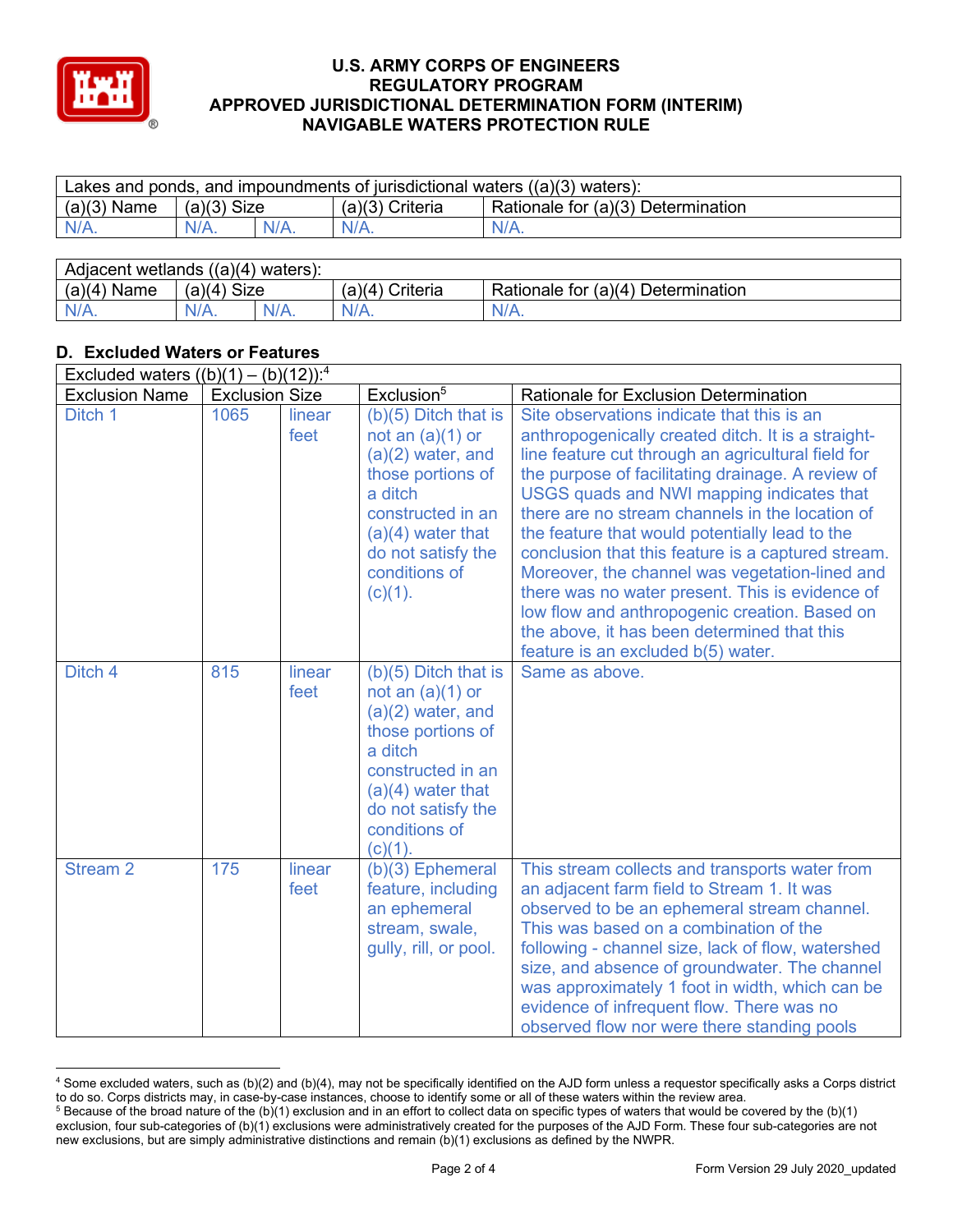# U.S. ARMY CORPS OF ENGINEERS
# REGULATORY PROGRAM
# APPROVED JURISDICTIONAL DETERMINATION FORM (INTERIM)
# NAVIGABLE WATERS PROTECTION RULE

| Lakes and ponds, and impoundments of jurisdictional waters ((a)(3) waters): | | | | |
|---|---|---|---|---|
| (a)(3) Name | (a)(3) Size | | (a)(3) Criteria | Rationale for (a)(3) Determination |
| N/A. | N/A. | N/A. | N/A. | N/A. |

| Adjacent wetlands ((a)(4) waters): | | | | |
|---|---|---|---|---|
| (a)(4) Name | (a)(4) Size | | (a)(4) Criteria | Rationale for (a)(4) Determination |
| N/A. | N/A. | N/A. | N/A. | N/A. |

## D. Excluded Waters or Features

| Excluded waters ((b)(1) – (b)(12)):[4] | | | | |
|---|---|---|---|---|
| Exclusion Name | Exclusion Size | | Exclusion[5] | Rationale for Exclusion Determination |
| Ditch 1 | 1065 | linear feet | (b)(5) Ditch that is not an (a)(1) or (a)(2) water, and those portions of a ditch constructed in an (a)(4) water that do not satisfy the conditions of (c)(1). | Site observations indicate that this is an anthropogenically created ditch. It is a straight-line feature cut through an agricultural field for the purpose of facilitating drainage. A review of USGS quads and NWI mapping indicates that there are no stream channels in the location of the feature that would potentially lead to the conclusion that this feature is a captured stream. Moreover, the channel was vegetation-lined and there was no water present. This is evidence of low flow and anthropogenic creation. Based on the above, it has been determined that this feature is an excluded b(5) water. |
| Ditch 4 | 815 | linear feet | (b)(5) Ditch that is not an (a)(1) or (a)(2) water, and those portions of a ditch constructed in an (a)(4) water that do not satisfy the conditions of (c)(1). | Same as above. |
| Stream 2 | 175 | linear feet | (b)(3) Ephemeral feature, including an ephemeral stream, swale, gully, rill, or pool. | This stream collects and transports water from an adjacent farm field to Stream 1. It was observed to be an ephemeral stream channel. This was based on a combination of the following - channel size, lack of flow, watershed size, and absence of groundwater. The channel was approximately 1 foot in width, which can be evidence of infrequent flow. There was no observed flow nor were there standing pools |

[4] Some excluded waters, such as (b)(2) and (b)(4), may not be specifically identified on the AJD form unless a requestor specifically asks a Corps district to do so. Corps districts may, in case-by-case instances, choose to identify some or all of these waters within the review area.

[5] Because of the broad nature of the (b)(1) exclusion and in an effort to collect data on specific types of waters that would be covered by the (b)(1) exclusion, four sub-categories of (b)(1) exclusions were administratively created for the purposes of the AJD Form. These four sub-categories are not new exclusions, but are simply administrative distinctions and remain (b)(1) exclusions as defined by the NWPR.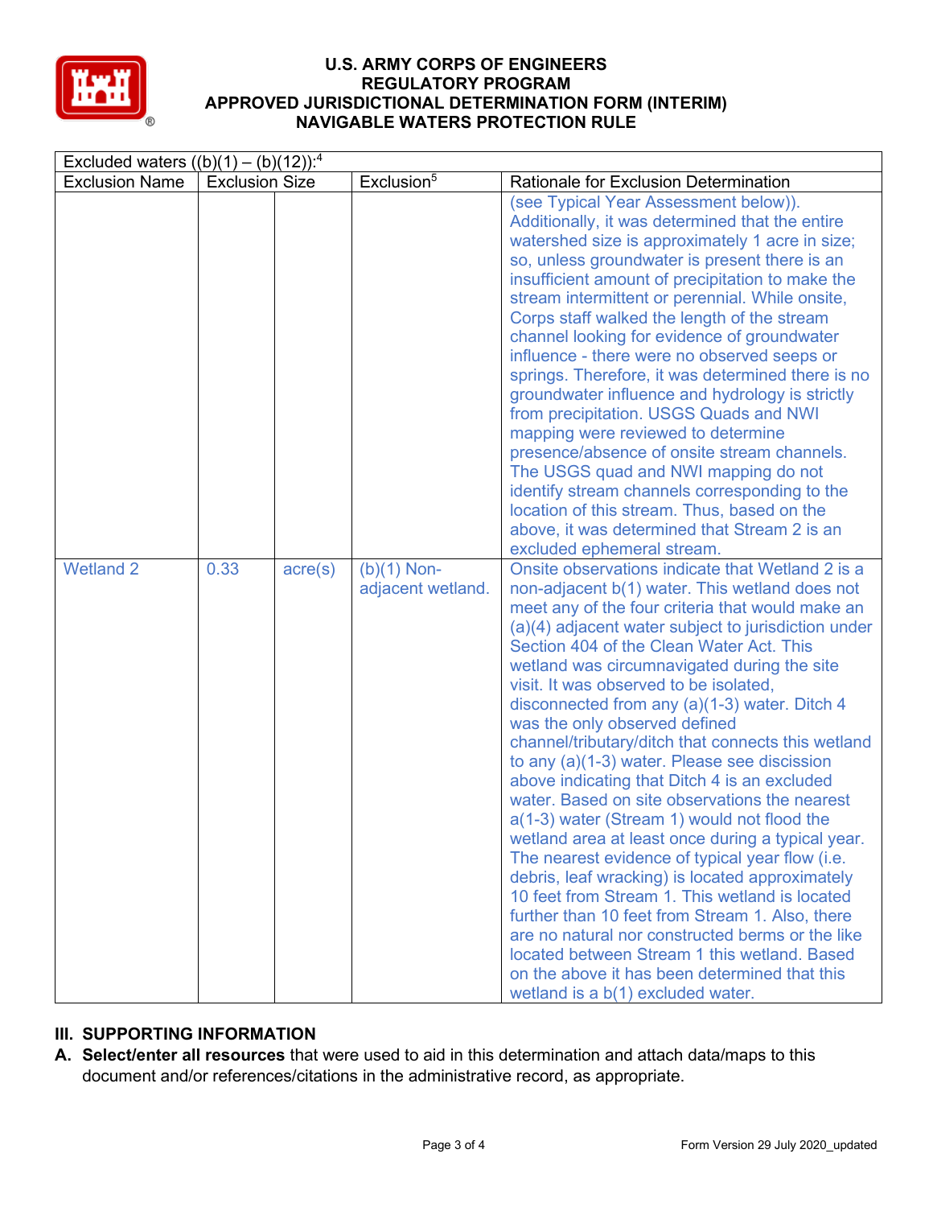# U.S. ARMY CORPS OF ENGINEERS
## REGULATORY PROGRAM
## APPROVED JURISDICTIONAL DETERMINATION FORM (INTERIM)
## NAVIGABLE WATERS PROTECTION RULE

| Excluded waters ((b)(1) – (b)(12)):[4] | | | | |
|---|---|---|---|---|
| Exclusion Name | Exclusion Size | | Exclusion[5] | Rationale for Exclusion Determination |
| | | | | (see Typical Year Assessment below)). Additionally, it was determined that the entire watershed size is approximately 1 acre in size; so, unless groundwater is present there is an insufficient amount of precipitation to make the stream intermittent or perennial. While onsite, Corps staff walked the length of the stream channel looking for evidence of groundwater influence - there were no observed seeps or springs. Therefore, it was determined there is no groundwater influence and hydrology is strictly from precipitation. USGS Quads and NWI mapping were reviewed to determine presence/absence of onsite stream channels. The USGS quad and NWI mapping do not identify stream channels corresponding to the location of this stream. Thus, based on the above, it was determined that Stream 2 is an excluded ephemeral stream. |
| Wetland 2 | 0.33 | acre(s) | (b)(1) Non-adjacent wetland. | Onsite observations indicate that Wetland 2 is a non-adjacent b(1) water. This wetland does not meet any of the four criteria that would make an (a)(4) adjacent water subject to jurisdiction under Section 404 of the Clean Water Act. This wetland was circumnavigated during the site visit. It was observed to be isolated, disconnected from any (a)(1-3) water. Ditch 4 was the only observed defined channel/tributary/ditch that connects this wetland to any (a)(1-3) water. Please see discission above indicating that Ditch 4 is an excluded water. Based on site observations the nearest a(1-3) water (Stream 1) would not flood the wetland area at least once during a typical year. The nearest evidence of typical year flow (i.e. debris, leaf wracking) is located approximately 10 feet from Stream 1. This wetland is located further than 10 feet from Stream 1. Also, there are no natural nor constructed berms or the like located between Stream 1 this wetland. Based on the above it has been determined that this wetland is a b(1) excluded water. |

## III. SUPPORTING INFORMATION

**A. Select/enter all resources** that were used to aid in this determination and attach data/maps to this document and/or references/citations in the administrative record, as appropriate.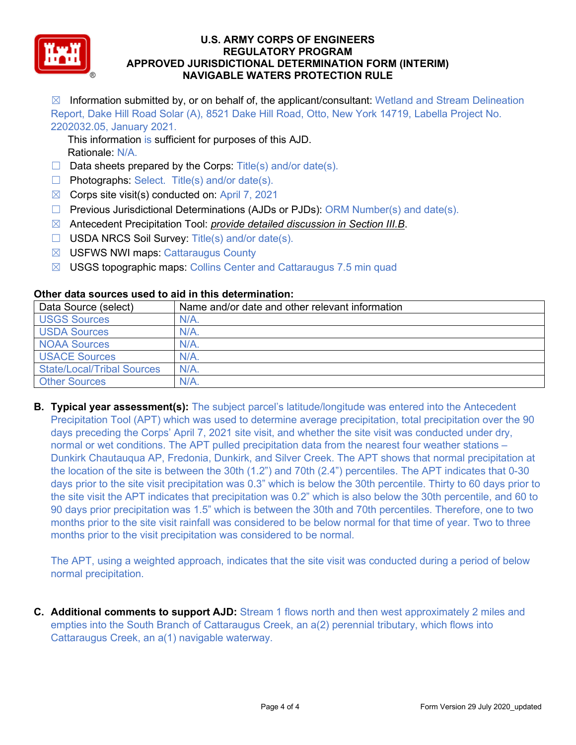☒ Information submitted by, or on behalf of, the applicant/consultant: Wetland and Stream Delineation Report, Dake Hill Road Solar (A), 8521 Dake Hill Road, Otto, New York 14719, Labella Project No. 2202032.05, January 2021.
This information is sufficient for purposes of this AJD.
Rationale: N/A.

☐ Data sheets prepared by the Corps: Title(s) and/or date(s).

☐ Photographs: Select. Title(s) and/or date(s).

☒ Corps site visit(s) conducted on: April 7, 2021

☐ Previous Jurisdictional Determinations (AJDs or PJDs): ORM Number(s) and date(s).

☒ Antecedent Precipitation Tool: *provide detailed discussion in Section III.B*.

☐ USDA NRCS Soil Survey: Title(s) and/or date(s).

☒ USFWS NWI maps: Cattaraugus County

☒ USGS topographic maps: Collins Center and Cattaraugus 7.5 min quad

**Other data sources used to aid in this determination:**

| Data Source (select) | Name and/or date and other relevant information |
|---|---|
| USGS Sources | N/A. |
| USDA Sources | N/A. |
| NOAA Sources | N/A. |
| USACE Sources | N/A. |
| State/Local/Tribal Sources | N/A. |
| Other Sources | N/A. |

**B. Typical year assessment(s):** The subject parcel's latitude/longitude was entered into the Antecedent Precipitation Tool (APT) which was used to determine average precipitation, total precipitation over the 90 days preceding the Corps' April 7, 2021 site visit, and whether the site visit was conducted under dry, normal or wet conditions. The APT pulled precipitation data from the nearest four weather stations – Dunkirk Chautauqua AP, Fredonia, Dunkirk, and Silver Creek. The APT shows that normal precipitation at the location of the site is between the 30th (1.2") and 70th (2.4") percentiles. The APT indicates that 0-30 days prior to the site visit precipitation was 0.3" which is below the 30th percentile. Thirty to 60 days prior to the site visit the APT indicates that precipitation was 0.2" which is also below the 30th percentile, and 60 to 90 days prior precipitation was 1.5" which is between the 30th and 70th percentiles. Therefore, one to two months prior to the site visit rainfall was considered to be below normal for that time of year. Two to three months prior to the visit precipitation was considered to be normal.

The APT, using a weighted approach, indicates that the site visit was conducted during a period of below normal precipitation.

**C. Additional comments to support AJD:** Stream 1 flows north and then west approximately 2 miles and empties into the South Branch of Cattaraugus Creek, an a(2) perennial tributary, which flows into Cattaraugus Creek, an a(1) navigable waterway.